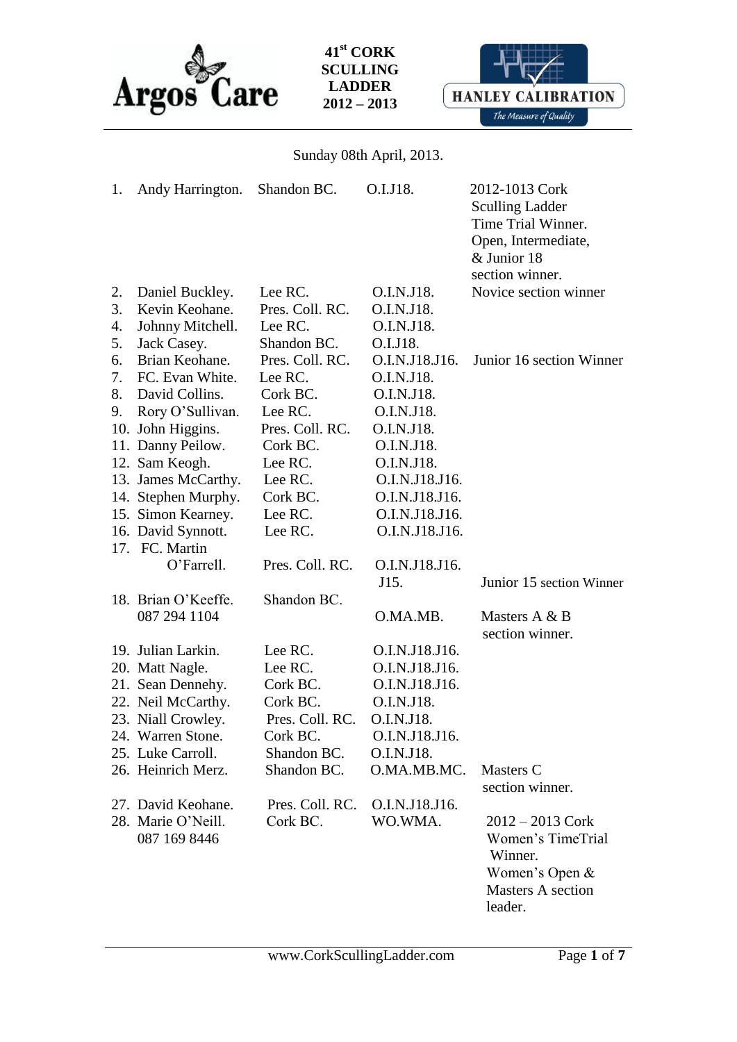Argos Care

# 41st CORK SCULLING LADDER 2012 – 2013

HANLEY CALIBRATION
*The Measure of Quality*

Sunday 08th April, 2013.

| # | Name | Club | Sections | Notes |
|---|---|---|---|---|
| 1. | Andy Harrington. | Shandon BC. | O.I.J18. | 2012-1013 Cork Sculling Ladder Time Trial Winner. Open, Intermediate, & Junior 18 section winner. |
| 2. | Daniel Buckley. | Lee RC. | O.I.N.J18. | Novice section winner |
| 3. | Kevin Keohane. | Pres. Coll. RC. | O.I.N.J18. | |
| 4. | Johnny Mitchell. | Lee RC. | O.I.N.J18. | |
| 5. | Jack Casey. | Shandon BC. | O.I.J18. | |
| 6. | Brian Keohane. | Pres. Coll. RC. | O.I.N.J18.J16. | Junior 16 section Winner |
| 7. | FC. Evan White. | Lee RC. | O.I.N.J18. | |
| 8. | David Collins. | Cork BC. | O.I.N.J18. | |
| 9. | Rory O'Sullivan. | Lee RC. | O.I.N.J18. | |
| 10. | John Higgins. | Pres. Coll. RC. | O.I.N.J18. | |
| 11. | Danny Peilow. | Cork BC. | O.I.N.J18. | |
| 12. | Sam Keogh. | Lee RC. | O.I.N.J18. | |
| 13. | James McCarthy. | Lee RC. | O.I.N.J18.J16. | |
| 14. | Stephen Murphy. | Cork BC. | O.I.N.J18.J16. | |
| 15. | Simon Kearney. | Lee RC. | O.I.N.J18.J16. | |
| 16. | David Synnott. | Lee RC. | O.I.N.J18.J16. | |
| 17. | FC. Martin O'Farrell. | Pres. Coll. RC. | O.I.N.J18.J16. J15. | Junior 15 section Winner |
| 18. | Brian O'Keeffe. 087 294 1104 | Shandon BC. | O.MA.MB. | Masters A & B section winner. |
| 19. | Julian Larkin. | Lee RC. | O.I.N.J18.J16. | |
| 20. | Matt Nagle. | Lee RC. | O.I.N.J18.J16. | |
| 21. | Sean Dennehy. | Cork BC. | O.I.N.J18.J16. | |
| 22. | Neil McCarthy. | Cork BC. | O.I.N.J18. | |
| 23. | Niall Crowley. | Pres. Coll. RC. | O.I.N.J18. | |
| 24. | Warren Stone. | Cork BC. | O.I.N.J18.J16. | |
| 25. | Luke Carroll. | Shandon BC. | O.I.N.J18. | |
| 26. | Heinrich Merz. | Shandon BC. | O.MA.MB.MC. | Masters C section winner. |
| 27. | David Keohane. | Pres. Coll. RC. | O.I.N.J18.J16. | |
| 28. | Marie O'Neill. 087 169 8446 | Cork BC. | WO.WMA. | 2012 – 2013 Cork Women's TimeTrial Winner. Women's Open & Masters A section leader. |

www.CorkScullingLadder.com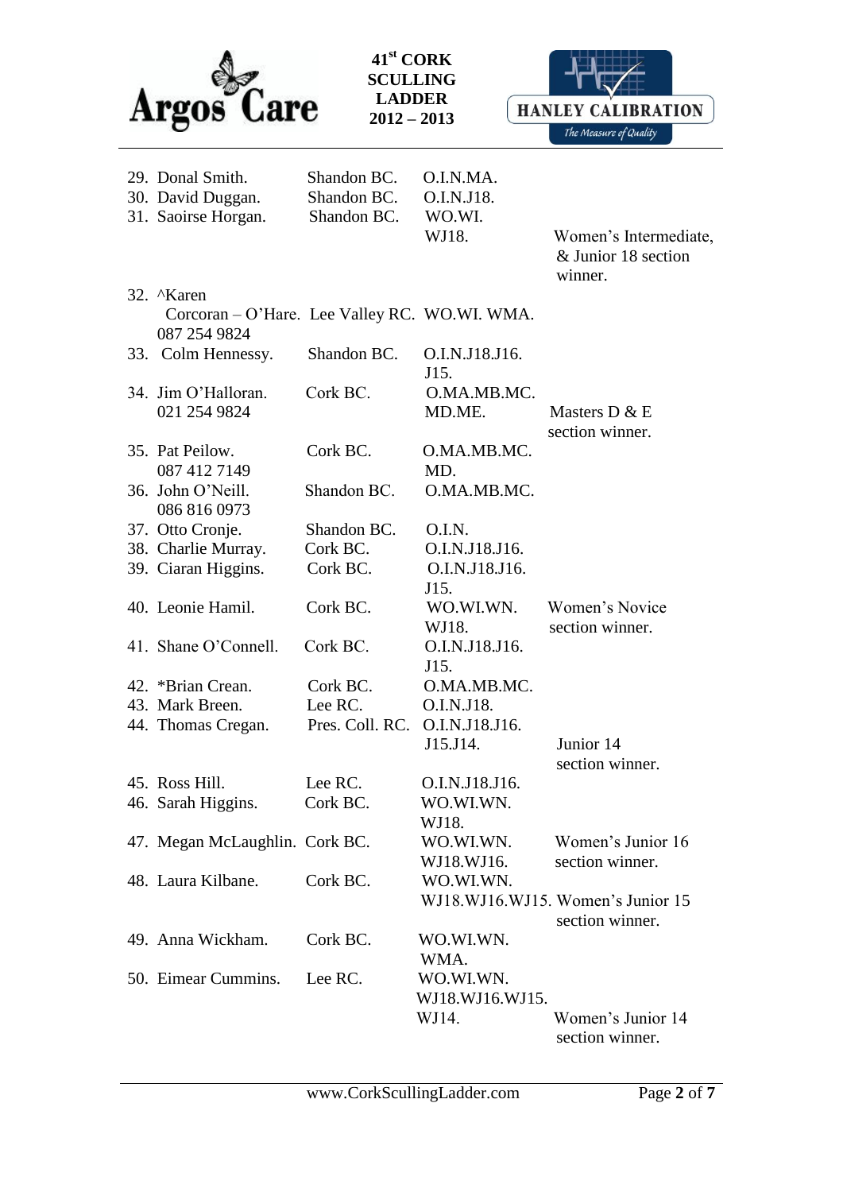| No. | Name | Club | Categories | Notes |
|---|---|---|---|---|
| 29. | Donal Smith. | Shandon BC. | O.I.N.MA. | |
| 30. | David Duggan. | Shandon BC. | O.I.N.J18. | |
| 31. | Saoirse Horgan. | Shandon BC. | WO.WI. WJ18. | Women's Intermediate, & Junior 18 section winner. |
| 32. | ^Karen Corcoran – O'Hare. 087 254 9824 | Lee Valley RC. | WO.WI. WMA. | |
| 33. | Colm Hennessy. | Shandon BC. | O.I.N.J18.J16. J15. | |
| 34. | Jim O'Halloran. 021 254 9824 | Cork BC. | O.MA.MB.MC. MD.ME. | Masters D & E section winner. |
| 35. | Pat Peilow. 087 412 7149 | Cork BC. | O.MA.MB.MC. MD. | |
| 36. | John O'Neill. 086 816 0973 | Shandon BC. | O.MA.MB.MC. | |
| 37. | Otto Cronje. | Shandon BC. | O.I.N. | |
| 38. | Charlie Murray. | Cork BC. | O.I.N.J18.J16. | |
| 39. | Ciaran Higgins. | Cork BC. | O.I.N.J18.J16. J15. | |
| 40. | Leonie Hamil. | Cork BC. | WO.WI.WN. WJ18. | Women's Novice section winner. |
| 41. | Shane O'Connell. | Cork BC. | O.I.N.J18.J16. J15. | |
| 42. | *Brian Crean. | Cork BC. | O.MA.MB.MC. | |
| 43. | Mark Breen. | Lee RC. | O.I.N.J18. | |
| 44. | Thomas Cregan. | Pres. Coll. RC. | O.I.N.J18.J16. J15.J14. | Junior 14 section winner. |
| 45. | Ross Hill. | Lee RC. | O.I.N.J18.J16. | |
| 46. | Sarah Higgins. | Cork BC. | WO.WI.WN. WJ18. | |
| 47. | Megan McLaughlin. | Cork BC. | WO.WI.WN. WJ18.WJ16. | Women's Junior 16 section winner. |
| 48. | Laura Kilbane. | Cork BC. | WO.WI.WN. WJ18.WJ16.WJ15. | Women's Junior 15 section winner. |
| 49. | Anna Wickham. | Cork BC. | WO.WI.WN. WMA. | |
| 50. | Eimear Cummins. | Lee RC. | WO.WI.WN. WJ18.WJ16.WJ15. WJ14. | Women's Junior 14 section winner. |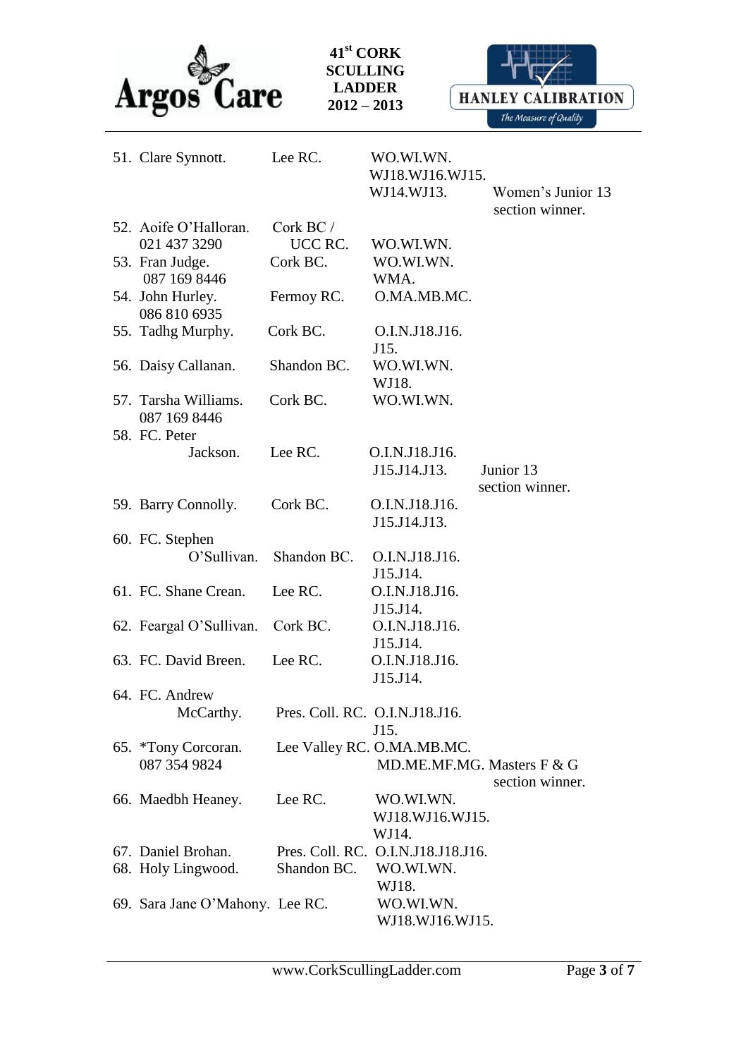| No. | Name | Club | Categories | Notes |
|---|---|---|---|---|
| 51. | Clare Synnott. | Lee RC. | WO.WI.WN. WJ18.WJ16.WJ15. WJ14.WJ13. | Women's Junior 13 section winner. |
| 52. | Aoife O'Halloran. 021 437 3290 | Cork BC / UCC RC. | WO.WI.WN. | |
| 53. | Fran Judge. 087 169 8446 | Cork BC. | WO.WI.WN. WMA. | |
| 54. | John Hurley. 086 810 6935 | Fermoy RC. | O.MA.MB.MC. | |
| 55. | Tadhg Murphy. | Cork BC. | O.I.N.J18.J16. J15. | |
| 56. | Daisy Callanan. | Shandon BC. | WO.WI.WN. WJ18. | |
| 57. | Tarsha Williams. 087 169 8446 | Cork BC. | WO.WI.WN. | |
| 58. | FC. Peter Jackson. | Lee RC. | O.I.N.J18.J16. J15.J14.J13. | Junior 13 section winner. |
| 59. | Barry Connolly. | Cork BC. | O.I.N.J18.J16. J15.J14.J13. | |
| 60. | FC. Stephen O'Sullivan. | Shandon BC. | O.I.N.J18.J16. J15.J14. | |
| 61. | FC. Shane Crean. | Lee RC. | O.I.N.J18.J16. J15.J14. | |
| 62. | Feargal O'Sullivan. | Cork BC. | O.I.N.J18.J16. J15.J14. | |
| 63. | FC. David Breen. | Lee RC. | O.I.N.J18.J16. J15.J14. | |
| 64. | FC. Andrew McCarthy. | Pres. Coll. RC. | O.I.N.J18.J16. J15. | |
| 65. | *Tony Corcoran. 087 354 9824 | Lee Valley RC. | O.MA.MB.MC. MD.ME.MF.MG. | Masters F & G section winner. |
| 66. | Maedbh Heaney. | Lee RC. | WO.WI.WN. WJ18.WJ16.WJ15. WJ14. | |
| 67. | Daniel Brohan. | Pres. Coll. RC. | O.I.N.J18.J18.J16. | |
| 68. | Holy Lingwood. | Shandon BC. | WO.WI.WN. WJ18. | |
| 69. | Sara Jane O'Mahony. | Lee RC. | WO.WI.WN. WJ18.WJ16.WJ15. | |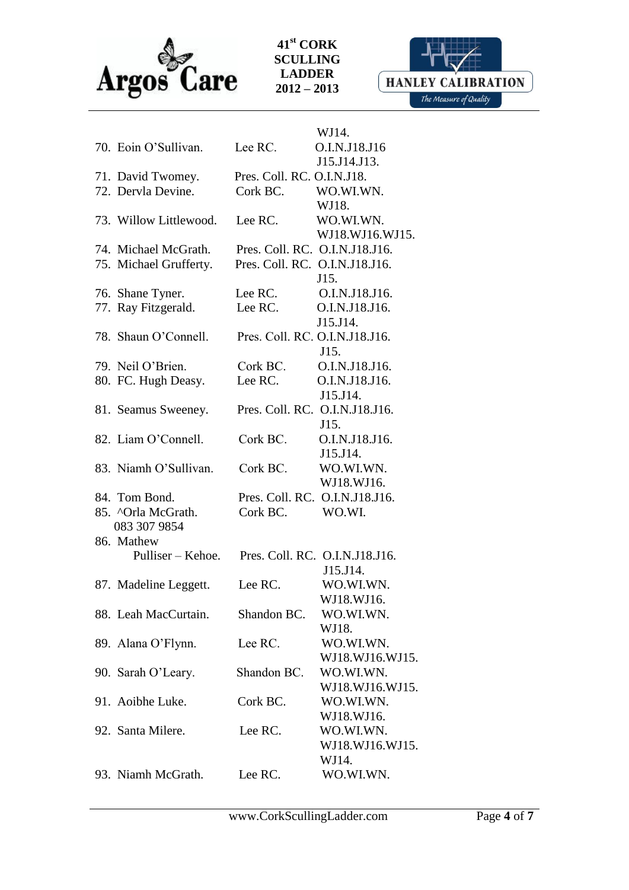| No. | Name | Club | Categories |
|---|---|---|---|
| | | | WJ14. |
| 70. | Eoin O'Sullivan. | Lee RC. | O.I.N.J18.J16 J15.J14.J13. |
| 71. | David Twomey. | Pres. Coll. RC. | O.I.N.J18. |
| 72. | Dervla Devine. | Cork BC. | WO.WI.WN. WJ18. |
| 73. | Willow Littlewood. | Lee RC. | WO.WI.WN. WJ18.WJ16.WJ15. |
| 74. | Michael McGrath. | Pres. Coll. RC. | O.I.N.J18.J16. |
| 75. | Michael Grufferty. | Pres. Coll. RC. | O.I.N.J18.J16. J15. |
| 76. | Shane Tyner. | Lee RC. | O.I.N.J18.J16. |
| 77. | Ray Fitzgerald. | Lee RC. | O.I.N.J18.J16. J15.J14. |
| 78. | Shaun O'Connell. | Pres. Coll. RC. | O.I.N.J18.J16. J15. |
| 79. | Neil O'Brien. | Cork BC. | O.I.N.J18.J16. |
| 80. | FC. Hugh Deasy. | Lee RC. | O.I.N.J18.J16. J15.J14. |
| 81. | Seamus Sweeney. | Pres. Coll. RC. | O.I.N.J18.J16. J15. |
| 82. | Liam O'Connell. | Cork BC. | O.I.N.J18.J16. J15.J14. |
| 83. | Niamh O'Sullivan. | Cork BC. | WO.WI.WN. WJ18.WJ16. |
| 84. | Tom Bond. | Pres. Coll. RC. | O.I.N.J18.J16. |
| 85. | ^Orla McGrath. 083 307 9854 | Cork BC. | WO.WI. |
| 86. | Mathew Pulliser – Kehoe. | Pres. Coll. RC. | O.I.N.J18.J16. J15.J14. |
| 87. | Madeline Leggett. | Lee RC. | WO.WI.WN. WJ18.WJ16. |
| 88. | Leah MacCurtain. | Shandon BC. | WO.WI.WN. WJ18. |
| 89. | Alana O'Flynn. | Lee RC. | WO.WI.WN. WJ18.WJ16.WJ15. |
| 90. | Sarah O'Leary. | Shandon BC. | WO.WI.WN. WJ18.WJ16.WJ15. |
| 91. | Aoibhe Luke. | Cork BC. | WO.WI.WN. WJ18.WJ16. |
| 92. | Santa Milere. | Lee RC. | WO.WI.WN. WJ18.WJ16.WJ15. WJ14. |
| 93. | Niamh McGrath. | Lee RC. | WO.WI.WN. |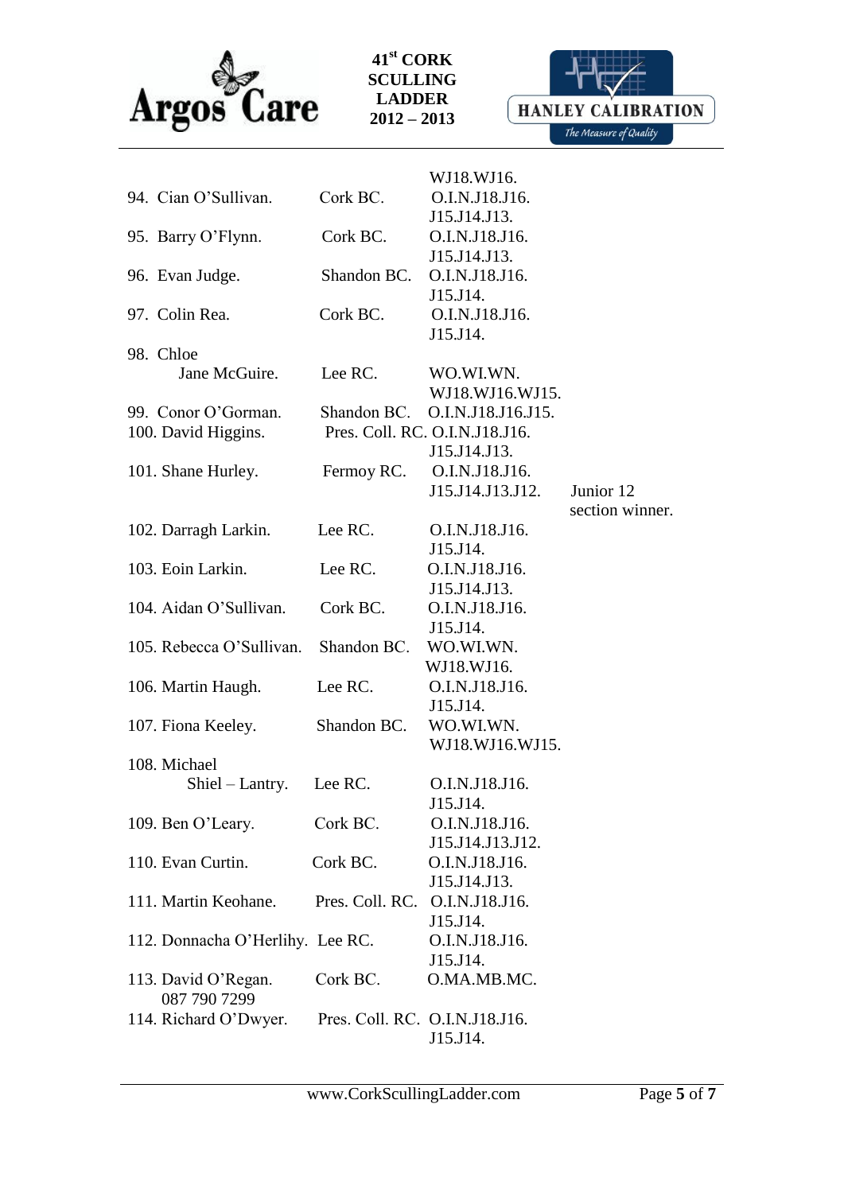WJ18.WJ16.

| No. | Name | Club | Categories | Notes |
|---|---|---|---|---|
| 94. | Cian O'Sullivan. | Cork BC. | O.I.N.J18.J16. J15.J14.J13. | |
| 95. | Barry O'Flynn. | Cork BC. | O.I.N.J18.J16. J15.J14.J13. | |
| 96. | Evan Judge. | Shandon BC. | O.I.N.J18.J16. J15.J14. | |
| 97. | Colin Rea. | Cork BC. | O.I.N.J18.J16. J15.J14. | |
| 98. | Chloe Jane McGuire. | Lee RC. | WO.WI.WN. WJ18.WJ16.WJ15. | |
| 99. | Conor O'Gorman. | Shandon BC. | O.I.N.J18.J16.J15. | |
| 100. | David Higgins. | Pres. Coll. RC. | O.I.N.J18.J16. J15.J14.J13. | |
| 101. | Shane Hurley. | Fermoy RC. | O.I.N.J18.J16. J15.J14.J13.J12. | Junior 12 section winner. |
| 102. | Darragh Larkin. | Lee RC. | O.I.N.J18.J16. J15.J14. | |
| 103. | Eoin Larkin. | Lee RC. | O.I.N.J18.J16. J15.J14.J13. | |
| 104. | Aidan O'Sullivan. | Cork BC. | O.I.N.J18.J16. J15.J14. | |
| 105. | Rebecca O'Sullivan. | Shandon BC. | WO.WI.WN. WJ18.WJ16. | |
| 106. | Martin Haugh. | Lee RC. | O.I.N.J18.J16. J15.J14. | |
| 107. | Fiona Keeley. | Shandon BC. | WO.WI.WN. WJ18.WJ16.WJ15. | |
| 108. | Michael Shiel – Lantry. | Lee RC. | O.I.N.J18.J16. J15.J14. | |
| 109. | Ben O'Leary. | Cork BC. | O.I.N.J18.J16. J15.J14.J13.J12. | |
| 110. | Evan Curtin. | Cork BC. | O.I.N.J18.J16. J15.J14.J13. | |
| 111. | Martin Keohane. | Pres. Coll. RC. | O.I.N.J18.J16. J15.J14. | |
| 112. | Donnacha O'Herlihy. | Lee RC. | O.I.N.J18.J16. J15.J14. | |
| 113. | David O'Regan. 087 790 7299 | Cork BC. | O.MA.MB.MC. | |
| 114. | Richard O'Dwyer. | Pres. Coll. RC. | O.I.N.J18.J16. J15.J14. | |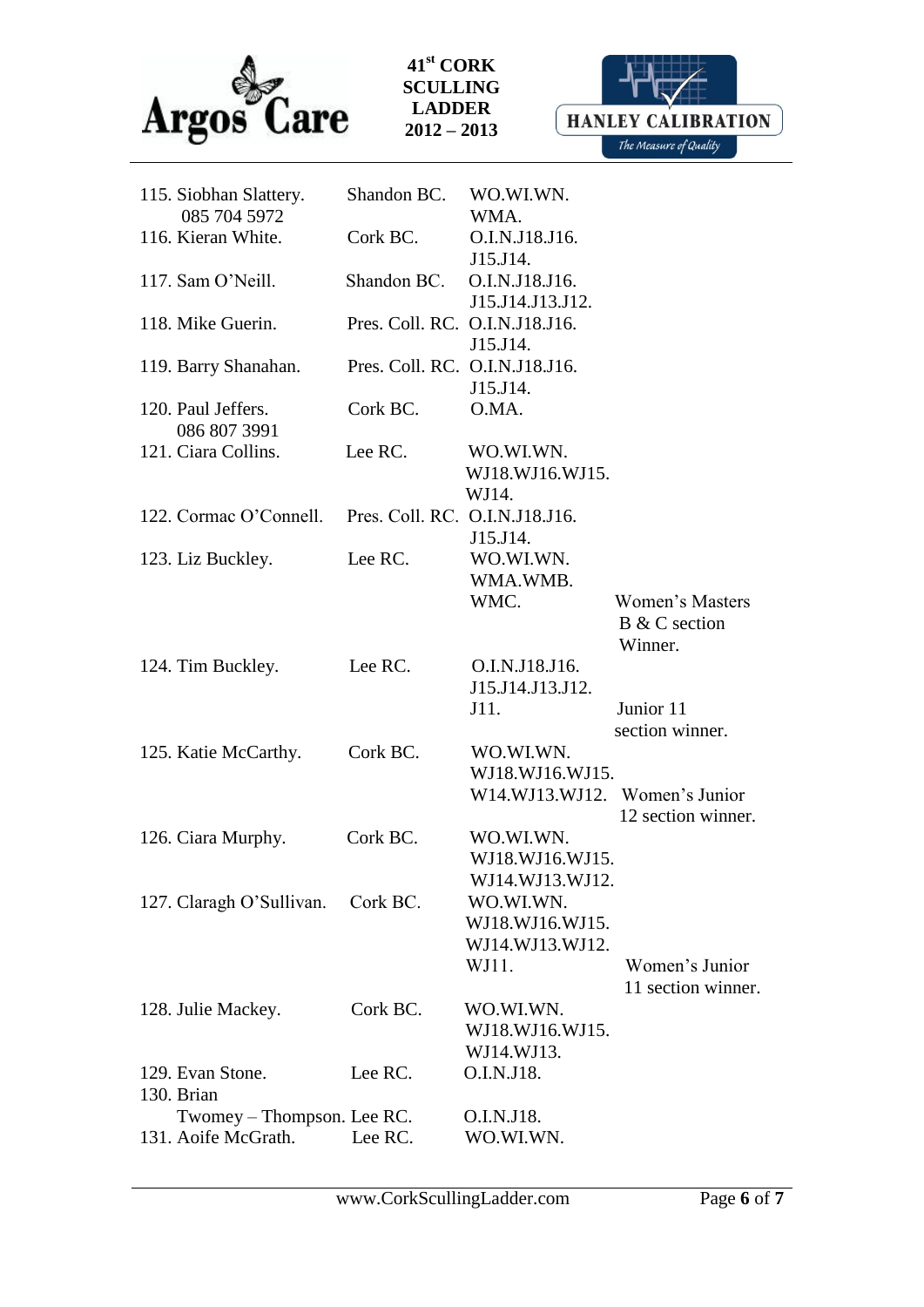| | | | |
|---|---|---|---|
| 115. Siobhan Slattery. 085 704 5972 | Shandon BC. | WO.WI.WN. WMA. | |
| 116. Kieran White. | Cork BC. | O.I.N.J18.J16. J15.J14. | |
| 117. Sam O'Neill. | Shandon BC. | O.I.N.J18.J16. J15.J14.J13.J12. | |
| 118. Mike Guerin. | Pres. Coll. RC. | O.I.N.J18.J16. J15.J14. | |
| 119. Barry Shanahan. | Pres. Coll. RC. | O.I.N.J18.J16. J15.J14. | |
| 120. Paul Jeffers. 086 807 3991 | Cork BC. | O.MA. | |
| 121. Ciara Collins. | Lee RC. | WO.WI.WN. WJ18.WJ16.WJ15. WJ14. | |
| 122. Cormac O'Connell. | Pres. Coll. RC. | O.I.N.J18.J16. J15.J14. | |
| 123. Liz Buckley. | Lee RC. | WO.WI.WN. WMA.WMB. WMC. | Women's Masters B & C section Winner. |
| 124. Tim Buckley. | Lee RC. | O.I.N.J18.J16. J15.J14.J13.J12. J11. | Junior 11 section winner. |
| 125. Katie McCarthy. | Cork BC. | WO.WI.WN. WJ18.WJ16.WJ15. W14.WJ13.WJ12. | Women's Junior 12 section winner. |
| 126. Ciara Murphy. | Cork BC. | WO.WI.WN. WJ18.WJ16.WJ15. WJ14.WJ13.WJ12. | |
| 127. Claragh O'Sullivan. | Cork BC. | WO.WI.WN. WJ18.WJ16.WJ15. WJ14.WJ13.WJ12. WJ11. | Women's Junior 11 section winner. |
| 128. Julie Mackey. | Cork BC. | WO.WI.WN. WJ18.WJ16.WJ15. WJ14.WJ13. | |
| 129. Evan Stone. | Lee RC. | O.I.N.J18. | |
| 130. Brian Twomey – Thompson. | Lee RC. | O.I.N.J18. | |
| 131. Aoife McGrath. | Lee RC. | WO.WI.WN. | |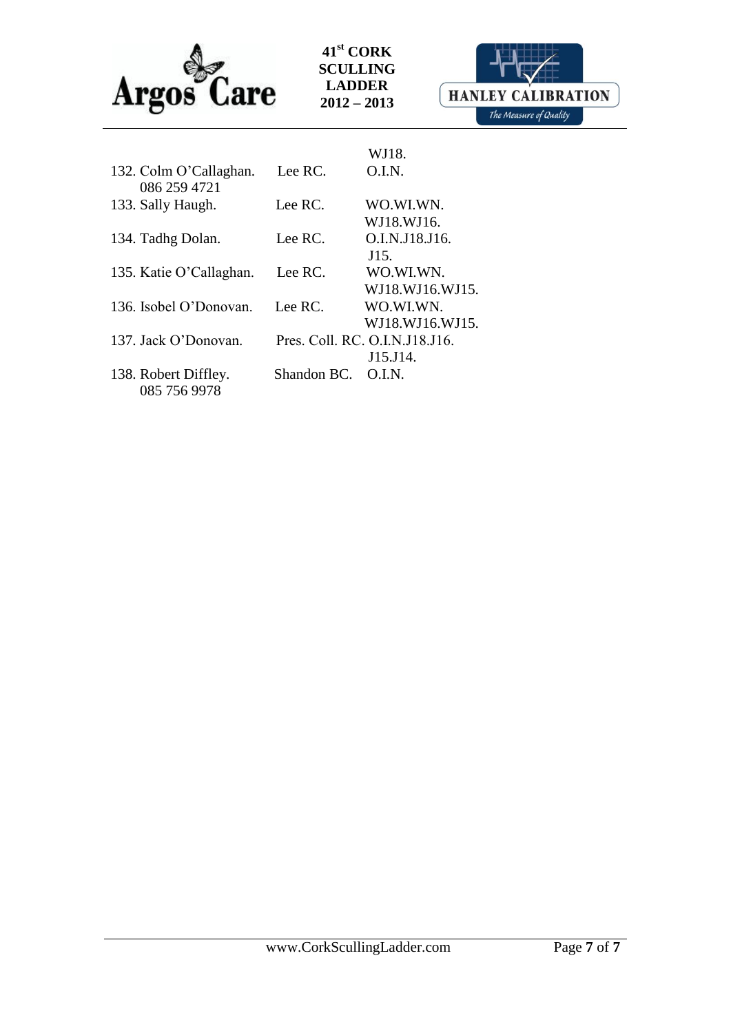| | | |
|---|---|---|
| | | WJ18. |
| 132. Colm O'Callaghan. 086 259 4721 | Lee RC. | O.I.N. |
| 133. Sally Haugh. | Lee RC. | WO.WI.WN. WJ18.WJ16. |
| 134. Tadhg Dolan. | Lee RC. | O.I.N.J18.J16. J15. |
| 135. Katie O'Callaghan. | Lee RC. | WO.WI.WN. WJ18.WJ16.WJ15. |
| 136. Isobel O'Donovan. | Lee RC. | WO.WI.WN. WJ18.WJ16.WJ15. |
| 137. Jack O'Donovan. | Pres. Coll. RC. | O.I.N.J18.J16. J15.J14. |
| 138. Robert Diffley. 085 756 9978 | Shandon BC. | O.I.N. |